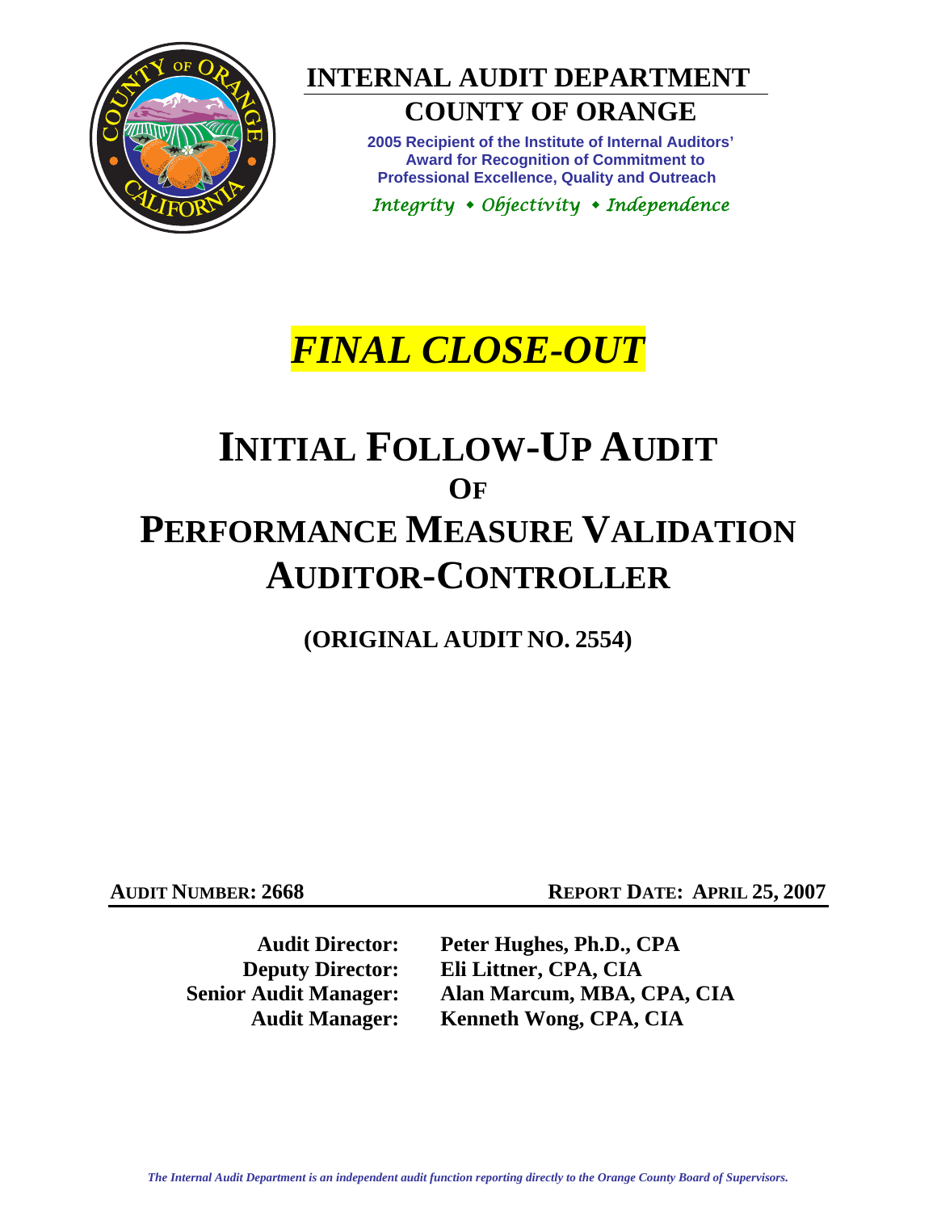# INTERNAL AUDIT DEPARTMENT

## COUNTY OF ORANGE

**2005 Recipient of the Institute of Internal Auditors' Award for Recognition of Commitment to Professional Excellence, Quality and Outreach**

*Integrity • Objectivity • Independence*

***FINAL CLOSE-OUT***

# INITIAL FOLLOW-UP AUDIT OF PERFORMANCE MEASURE VALIDATION AUDITOR-CONTROLLER

**(ORIGINAL AUDIT NO. 2554)**

**AUDIT NUMBER: 2668** | **REPORT DATE: APRIL 25, 2007**

| | |
|---|---|
| **Audit Director:** | **Peter Hughes, Ph.D., CPA** |
| **Deputy Director:** | **Eli Littner, CPA, CIA** |
| **Senior Audit Manager:** | **Alan Marcum, MBA, CPA, CIA** |
| **Audit Manager:** | **Kenneth Wong, CPA, CIA** |

*The Internal Audit Department is an independent audit function reporting directly to the Orange County Board of Supervisors.*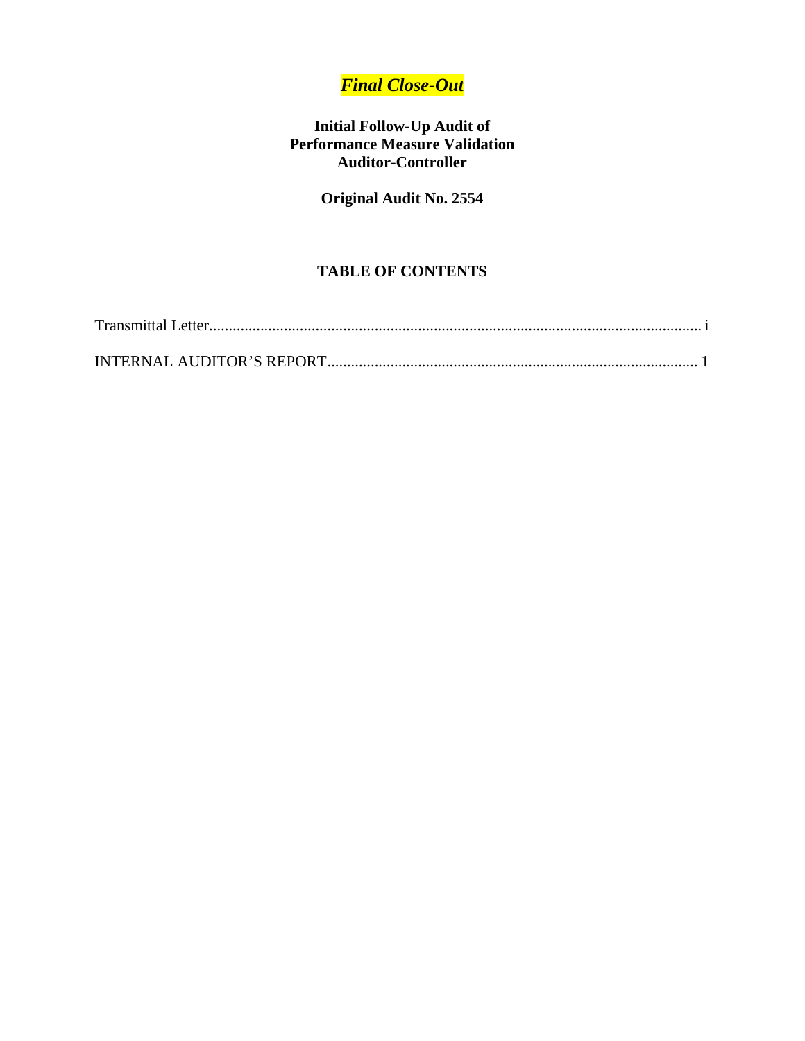***Final Close-Out***

**Initial Follow-Up Audit of**
**Performance Measure Validation**
**Auditor-Controller**

**Original Audit No. 2554**

## TABLE OF CONTENTS

Transmittal Letter................................................................................................................. i

INTERNAL AUDITOR'S REPORT.................................................................................. 1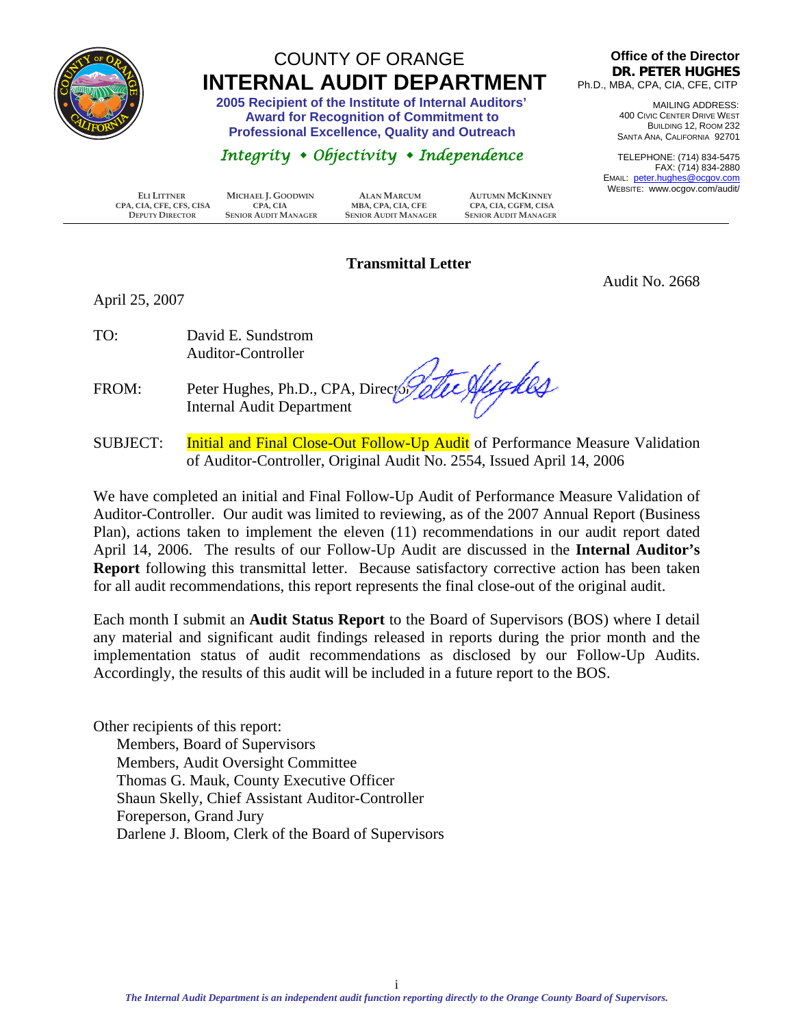# COUNTY OF ORANGE
# INTERNAL AUDIT DEPARTMENT

**2005 Recipient of the Institute of Internal Auditors' Award for Recognition of Commitment to Professional Excellence, Quality and Outreach**

*Integrity • Objectivity • Independence*

**Office of the Director**
**DR. PETER HUGHES**
Ph.D., MBA, CPA, CIA, CFE, CITP

MAILING ADDRESS:
400 CIVIC CENTER DRIVE WEST
BUILDING 12, ROOM 232
SANTA ANA, CALIFORNIA 92701

TELEPHONE: (714) 834-5475
FAX: (714) 834-2880
EMAIL: peter.hughes@ocgov.com
WEBSITE: www.ocgov.com/audit/

| ELI LITTNER | MICHAEL J. GOODWIN | ALAN MARCUM | AUTUMN MCKINNEY |
|---|---|---|---|
| CPA, CIA, CFE, CFS, CISA | CPA, CIA | MBA, CPA, CIA, CFE | CPA, CIA, CGFM, CISA |
| DEPUTY DIRECTOR | SENIOR AUDIT MANAGER | SENIOR AUDIT MANAGER | SENIOR AUDIT MANAGER |

## Transmittal Letter

Audit No. 2668

April 25, 2007

TO: David E. Sundstrom
Auditor-Controller

FROM: Peter Hughes, Ph.D., CPA, Director
Internal Audit Department

SUBJECT: Initial and Final Close-Out Follow-Up Audit of Performance Measure Validation of Auditor-Controller, Original Audit No. 2554, Issued April 14, 2006

We have completed an initial and Final Follow-Up Audit of Performance Measure Validation of Auditor-Controller. Our audit was limited to reviewing, as of the 2007 Annual Report (Business Plan), actions taken to implement the eleven (11) recommendations in our audit report dated April 14, 2006. The results of our Follow-Up Audit are discussed in the **Internal Auditor's Report** following this transmittal letter. Because satisfactory corrective action has been taken for all audit recommendations, this report represents the final close-out of the original audit.

Each month I submit an **Audit Status Report** to the Board of Supervisors (BOS) where I detail any material and significant audit findings released in reports during the prior month and the implementation status of audit recommendations as disclosed by our Follow-Up Audits. Accordingly, the results of this audit will be included in a future report to the BOS.

Other recipients of this report:
- Members, Board of Supervisors
- Members, Audit Oversight Committee
- Thomas G. Mauk, County Executive Officer
- Shaun Skelly, Chief Assistant Auditor-Controller
- Foreperson, Grand Jury
- Darlene J. Bloom, Clerk of the Board of Supervisors

*The Internal Audit Department is an independent audit function reporting directly to the Orange County Board of Supervisors.*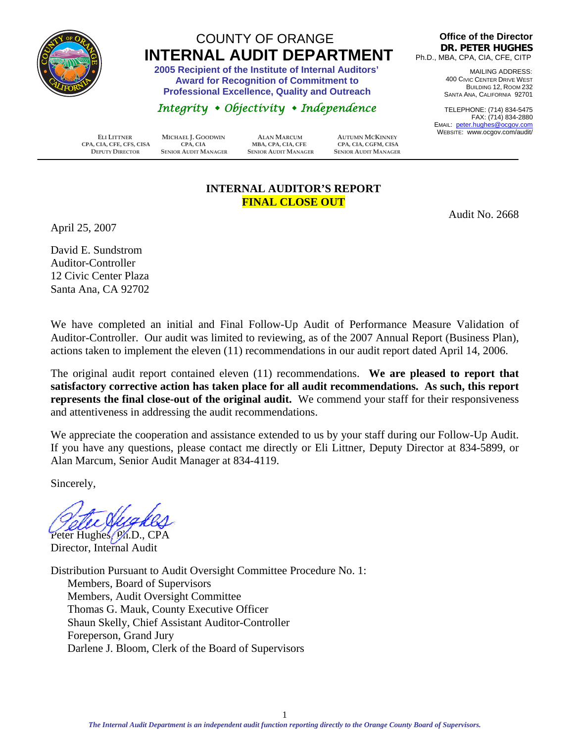COUNTY OF ORANGE

# INTERNAL AUDIT DEPARTMENT

**2005 Recipient of the Institute of Internal Auditors' Award for Recognition of Commitment to Professional Excellence, Quality and Outreach**

*Integrity • Objectivity • Independence*

**Office of the Director**
**DR. PETER HUGHES**
Ph.D., MBA, CPA, CIA, CFE, CITP

MAILING ADDRESS:
400 CIVIC CENTER DRIVE WEST
BUILDING 12, ROOM 232
SANTA ANA, CALIFORNIA 92701

TELEPHONE: (714) 834-5475
FAX: (714) 834-2880
EMAIL: peter.hughes@ocgov.com
WEBSITE: www.ocgov.com/audit/

| ELI LITTNER | MICHAEL J. GOODWIN | ALAN MARCUM | AUTUMN MCKINNEY |
|---|---|---|---|
| CPA, CIA, CFE, CFS, CISA | CPA, CIA | MBA, CPA, CIA, CFE | CPA, CIA, CGFM, CISA |
| DEPUTY DIRECTOR | SENIOR AUDIT MANAGER | SENIOR AUDIT MANAGER | SENIOR AUDIT MANAGER |

## INTERNAL AUDITOR'S REPORT
## FINAL CLOSE OUT

Audit No. 2668

April 25, 2007

David E. Sundstrom
Auditor-Controller
12 Civic Center Plaza
Santa Ana, CA 92702

We have completed an initial and Final Follow-Up Audit of Performance Measure Validation of Auditor-Controller. Our audit was limited to reviewing, as of the 2007 Annual Report (Business Plan), actions taken to implement the eleven (11) recommendations in our audit report dated April 14, 2006.

The original audit report contained eleven (11) recommendations. **We are pleased to report that satisfactory corrective action has taken place for all audit recommendations. As such, this report represents the final close-out of the original audit.** We commend your staff for their responsiveness and attentiveness in addressing the audit recommendations.

We appreciate the cooperation and assistance extended to us by your staff during our Follow-Up Audit. If you have any questions, please contact me directly or Eli Littner, Deputy Director at 834-5899, or Alan Marcum, Senior Audit Manager at 834-4119.

Sincerely,

Peter Hughes, Ph.D., CPA
Director, Internal Audit

Distribution Pursuant to Audit Oversight Committee Procedure No. 1:
- Members, Board of Supervisors
- Members, Audit Oversight Committee
- Thomas G. Mauk, County Executive Officer
- Shaun Skelly, Chief Assistant Auditor-Controller
- Foreperson, Grand Jury
- Darlene J. Bloom, Clerk of the Board of Supervisors

*The Internal Audit Department is an independent audit function reporting directly to the Orange County Board of Supervisors.*